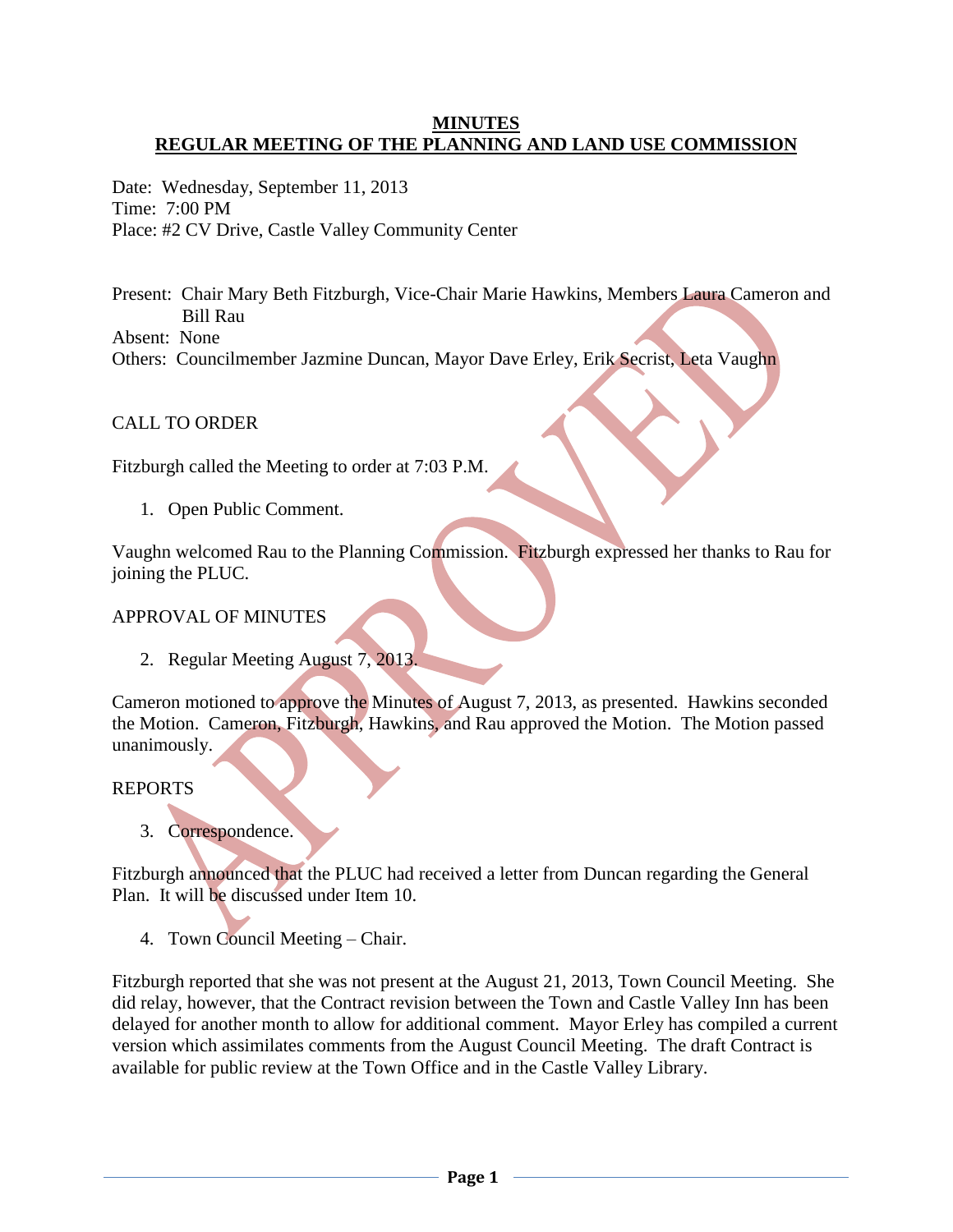**MINUTES**
**REGULAR MEETING OF THE PLANNING AND LAND USE COMMISSION**

Date: Wednesday, September 11, 2013
Time: 7:00 PM
Place: #2 CV Drive, Castle Valley Community Center

Present: Chair Mary Beth Fitzburgh, Vice-Chair Marie Hawkins, Members Laura Cameron and Bill Rau
Absent: None
Others: Councilmember Jazmine Duncan, Mayor Dave Erley, Erik Secrist, Leta Vaughn

CALL TO ORDER

Fitzburgh called the Meeting to order at 7:03 P.M.

1. Open Public Comment.

Vaughn welcomed Rau to the Planning Commission. Fitzburgh expressed her thanks to Rau for joining the PLUC.

APPROVAL OF MINUTES

2. Regular Meeting August 7, 2013.

Cameron motioned to approve the Minutes of August 7, 2013, as presented. Hawkins seconded the Motion. Cameron, Fitzburgh, Hawkins, and Rau approved the Motion. The Motion passed unanimously.

REPORTS

3. Correspondence.

Fitzburgh announced that the PLUC had received a letter from Duncan regarding the General Plan. It will be discussed under Item 10.

4. Town Council Meeting – Chair.

Fitzburgh reported that she was not present at the August 21, 2013, Town Council Meeting. She did relay, however, that the Contract revision between the Town and Castle Valley Inn has been delayed for another month to allow for additional comment. Mayor Erley has compiled a current version which assimilates comments from the August Council Meeting. The draft Contract is available for public review at the Town Office and in the Castle Valley Library.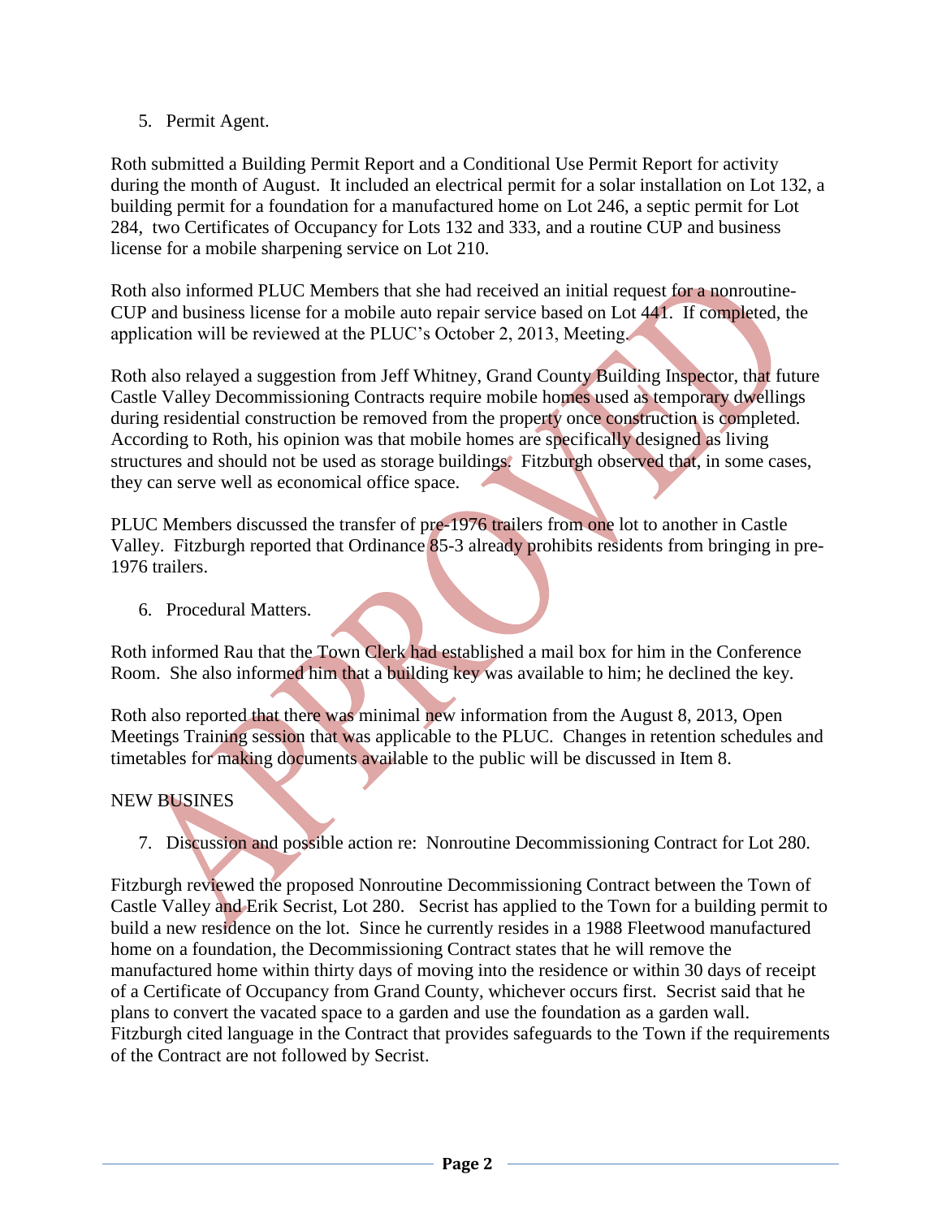5. Permit Agent.

Roth submitted a Building Permit Report and a Conditional Use Permit Report for activity during the month of August. It included an electrical permit for a solar installation on Lot 132, a building permit for a foundation for a manufactured home on Lot 246, a septic permit for Lot 284, two Certificates of Occupancy for Lots 132 and 333, and a routine CUP and business license for a mobile sharpening service on Lot 210.

Roth also informed PLUC Members that she had received an initial request for a nonroutine-CUP and business license for a mobile auto repair service based on Lot 441. If completed, the application will be reviewed at the PLUC's October 2, 2013, Meeting.

Roth also relayed a suggestion from Jeff Whitney, Grand County Building Inspector, that future Castle Valley Decommissioning Contracts require mobile homes used as temporary dwellings during residential construction be removed from the property once construction is completed. According to Roth, his opinion was that mobile homes are specifically designed as living structures and should not be used as storage buildings. Fitzburgh observed that, in some cases, they can serve well as economical office space.

PLUC Members discussed the transfer of pre-1976 trailers from one lot to another in Castle Valley. Fitzburgh reported that Ordinance 85-3 already prohibits residents from bringing in pre-1976 trailers.

6. Procedural Matters.

Roth informed Rau that the Town Clerk had established a mail box for him in the Conference Room. She also informed him that a building key was available to him; he declined the key.

Roth also reported that there was minimal new information from the August 8, 2013, Open Meetings Training session that was applicable to the PLUC. Changes in retention schedules and timetables for making documents available to the public will be discussed in Item 8.

NEW BUSINES

7. Discussion and possible action re: Nonroutine Decommissioning Contract for Lot 280.

Fitzburgh reviewed the proposed Nonroutine Decommissioning Contract between the Town of Castle Valley and Erik Secrist, Lot 280. Secrist has applied to the Town for a building permit to build a new residence on the lot. Since he currently resides in a 1988 Fleetwood manufactured home on a foundation, the Decommissioning Contract states that he will remove the manufactured home within thirty days of moving into the residence or within 30 days of receipt of a Certificate of Occupancy from Grand County, whichever occurs first. Secrist said that he plans to convert the vacated space to a garden and use the foundation as a garden wall. Fitzburgh cited language in the Contract that provides safeguards to the Town if the requirements of the Contract are not followed by Secrist.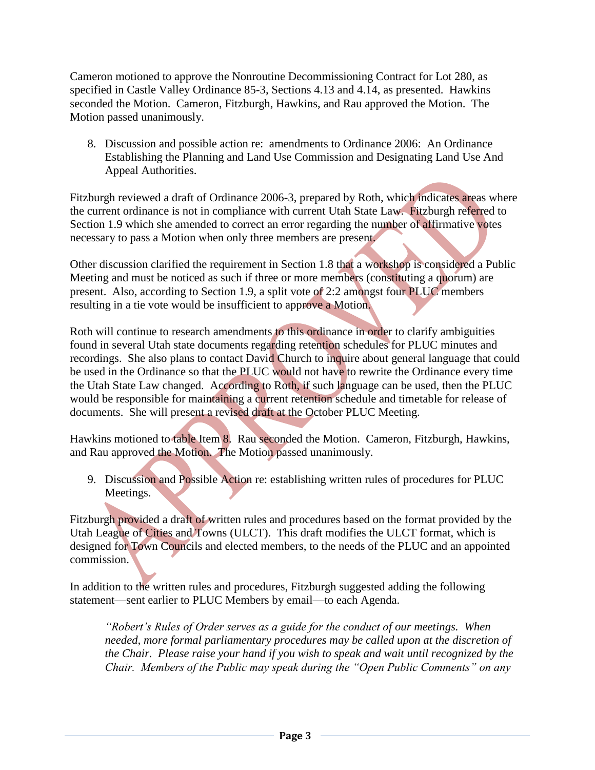Cameron motioned to approve the Nonroutine Decommissioning Contract for Lot 280, as specified in Castle Valley Ordinance 85-3, Sections 4.13 and 4.14, as presented. Hawkins seconded the Motion. Cameron, Fitzburgh, Hawkins, and Rau approved the Motion. The Motion passed unanimously.

8. Discussion and possible action re: amendments to Ordinance 2006: An Ordinance Establishing the Planning and Land Use Commission and Designating Land Use And Appeal Authorities.

Fitzburgh reviewed a draft of Ordinance 2006-3, prepared by Roth, which indicates areas where the current ordinance is not in compliance with current Utah State Law. Fitzburgh referred to Section 1.9 which she amended to correct an error regarding the number of affirmative votes necessary to pass a Motion when only three members are present.

Other discussion clarified the requirement in Section 1.8 that a workshop is considered a Public Meeting and must be noticed as such if three or more members (constituting a quorum) are present. Also, according to Section 1.9, a split vote of 2:2 amongst four PLUC members resulting in a tie vote would be insufficient to approve a Motion.

Roth will continue to research amendments to this ordinance in order to clarify ambiguities found in several Utah state documents regarding retention schedules for PLUC minutes and recordings. She also plans to contact David Church to inquire about general language that could be used in the Ordinance so that the PLUC would not have to rewrite the Ordinance every time the Utah State Law changed. According to Roth, if such language can be used, then the PLUC would be responsible for maintaining a current retention schedule and timetable for release of documents. She will present a revised draft at the October PLUC Meeting.

Hawkins motioned to table Item 8. Rau seconded the Motion. Cameron, Fitzburgh, Hawkins, and Rau approved the Motion. The Motion passed unanimously.

9. Discussion and Possible Action re: establishing written rules of procedures for PLUC Meetings.

Fitzburgh provided a draft of written rules and procedures based on the format provided by the Utah League of Cities and Towns (ULCT). This draft modifies the ULCT format, which is designed for Town Councils and elected members, to the needs of the PLUC and an appointed commission.

In addition to the written rules and procedures, Fitzburgh suggested adding the following statement—sent earlier to PLUC Members by email—to each Agenda.

> *"Robert's Rules of Order serves as a guide for the conduct of our meetings. When needed, more formal parliamentary procedures may be called upon at the discretion of the Chair. Please raise your hand if you wish to speak and wait until recognized by the Chair. Members of the Public may speak during the "Open Public Comments" on any*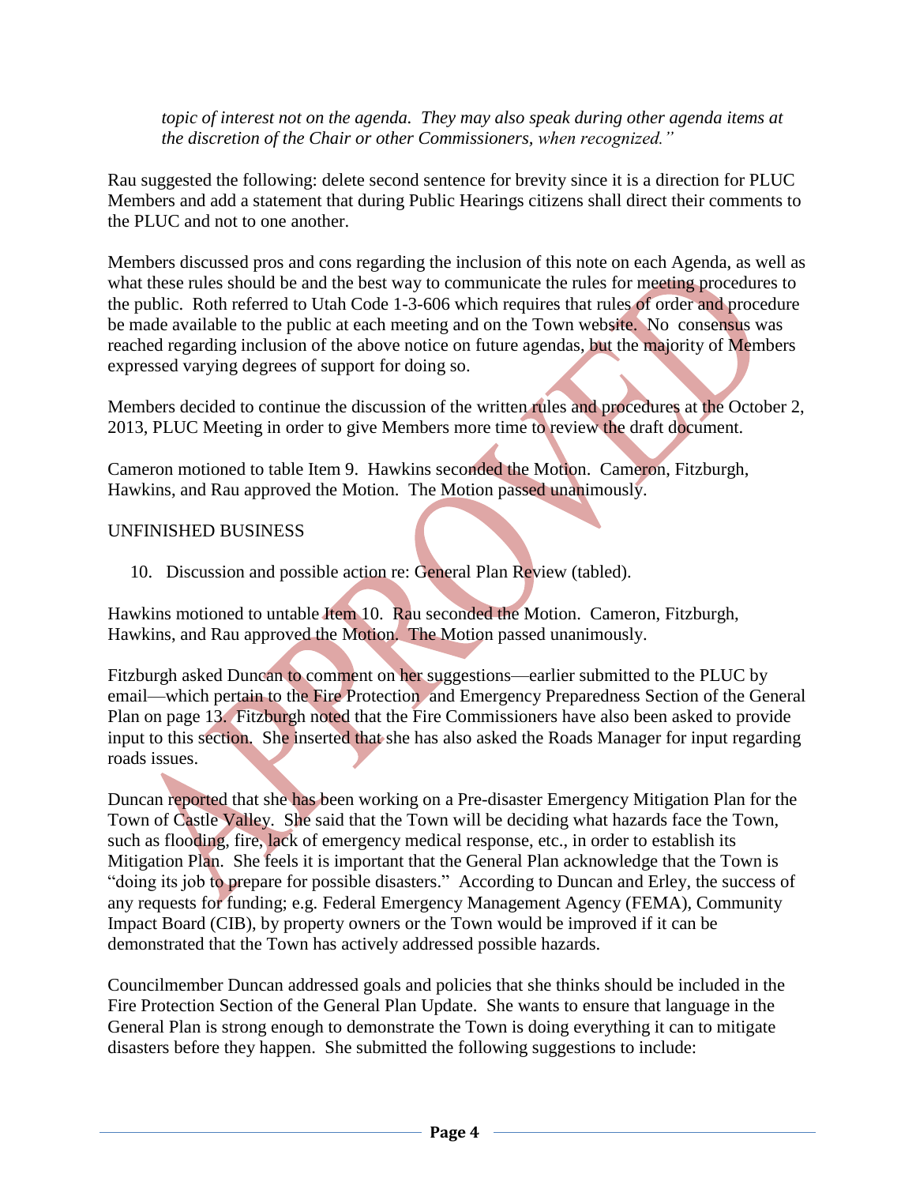*topic of interest not on the agenda. They may also speak during other agenda items at the discretion of the Chair or other Commissioners, when recognized."*

Rau suggested the following: delete second sentence for brevity since it is a direction for PLUC Members and add a statement that during Public Hearings citizens shall direct their comments to the PLUC and not to one another.

Members discussed pros and cons regarding the inclusion of this note on each Agenda, as well as what these rules should be and the best way to communicate the rules for meeting procedures to the public. Roth referred to Utah Code 1-3-606 which requires that rules of order and procedure be made available to the public at each meeting and on the Town website. No consensus was reached regarding inclusion of the above notice on future agendas, but the majority of Members expressed varying degrees of support for doing so.

Members decided to continue the discussion of the written rules and procedures at the October 2, 2013, PLUC Meeting in order to give Members more time to review the draft document.

Cameron motioned to table Item 9. Hawkins seconded the Motion. Cameron, Fitzburgh, Hawkins, and Rau approved the Motion. The Motion passed unanimously.

UNFINISHED BUSINESS

10. Discussion and possible action re: General Plan Review (tabled).

Hawkins motioned to untable Item 10. Rau seconded the Motion. Cameron, Fitzburgh, Hawkins, and Rau approved the Motion. The Motion passed unanimously.

Fitzburgh asked Duncan to comment on her suggestions—earlier submitted to the PLUC by email—which pertain to the Fire Protection and Emergency Preparedness Section of the General Plan on page 13. Fitzburgh noted that the Fire Commissioners have also been asked to provide input to this section. She inserted that she has also asked the Roads Manager for input regarding roads issues.

Duncan reported that she has been working on a Pre-disaster Emergency Mitigation Plan for the Town of Castle Valley. She said that the Town will be deciding what hazards face the Town, such as flooding, fire, lack of emergency medical response, etc., in order to establish its Mitigation Plan. She feels it is important that the General Plan acknowledge that the Town is "doing its job to prepare for possible disasters." According to Duncan and Erley, the success of any requests for funding; e.g. Federal Emergency Management Agency (FEMA), Community Impact Board (CIB), by property owners or the Town would be improved if it can be demonstrated that the Town has actively addressed possible hazards.

Councilmember Duncan addressed goals and policies that she thinks should be included in the Fire Protection Section of the General Plan Update. She wants to ensure that language in the General Plan is strong enough to demonstrate the Town is doing everything it can to mitigate disasters before they happen. She submitted the following suggestions to include: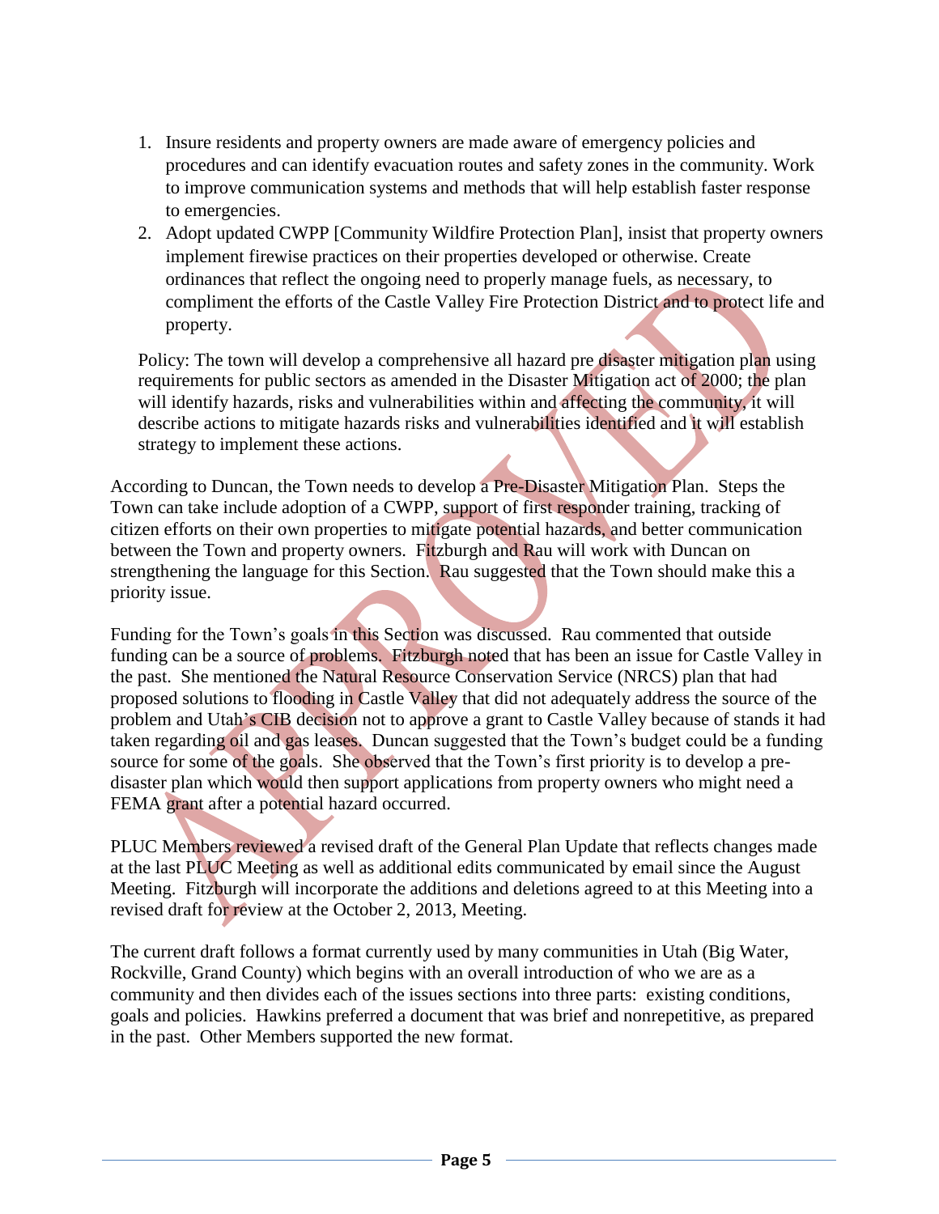1. Insure residents and property owners are made aware of emergency policies and procedures and can identify evacuation routes and safety zones in the community. Work to improve communication systems and methods that will help establish faster response to emergencies.
2. Adopt updated CWPP [Community Wildfire Protection Plan], insist that property owners implement firewise practices on their properties developed or otherwise. Create ordinances that reflect the ongoing need to properly manage fuels, as necessary, to compliment the efforts of the Castle Valley Fire Protection District and to protect life and property.

Policy: The town will develop a comprehensive all hazard pre disaster mitigation plan using requirements for public sectors as amended in the Disaster Mitigation act of 2000; the plan will identify hazards, risks and vulnerabilities within and affecting the community, it will describe actions to mitigate hazards risks and vulnerabilities identified and it will establish strategy to implement these actions.

According to Duncan, the Town needs to develop a Pre-Disaster Mitigation Plan. Steps the Town can take include adoption of a CWPP, support of first responder training, tracking of citizen efforts on their own properties to mitigate potential hazards, and better communication between the Town and property owners. Fitzburgh and Rau will work with Duncan on strengthening the language for this Section. Rau suggested that the Town should make this a priority issue.

Funding for the Town's goals in this Section was discussed. Rau commented that outside funding can be a source of problems. Fitzburgh noted that has been an issue for Castle Valley in the past. She mentioned the Natural Resource Conservation Service (NRCS) plan that had proposed solutions to flooding in Castle Valley that did not adequately address the source of the problem and Utah's CIB decision not to approve a grant to Castle Valley because of stands it had taken regarding oil and gas leases. Duncan suggested that the Town's budget could be a funding source for some of the goals. She observed that the Town's first priority is to develop a pre-disaster plan which would then support applications from property owners who might need a FEMA grant after a potential hazard occurred.

PLUC Members reviewed a revised draft of the General Plan Update that reflects changes made at the last PLUC Meeting as well as additional edits communicated by email since the August Meeting. Fitzburgh will incorporate the additions and deletions agreed to at this Meeting into a revised draft for review at the October 2, 2013, Meeting.

The current draft follows a format currently used by many communities in Utah (Big Water, Rockville, Grand County) which begins with an overall introduction of who we are as a community and then divides each of the issues sections into three parts: existing conditions, goals and policies. Hawkins preferred a document that was brief and nonrepetitive, as prepared in the past. Other Members supported the new format.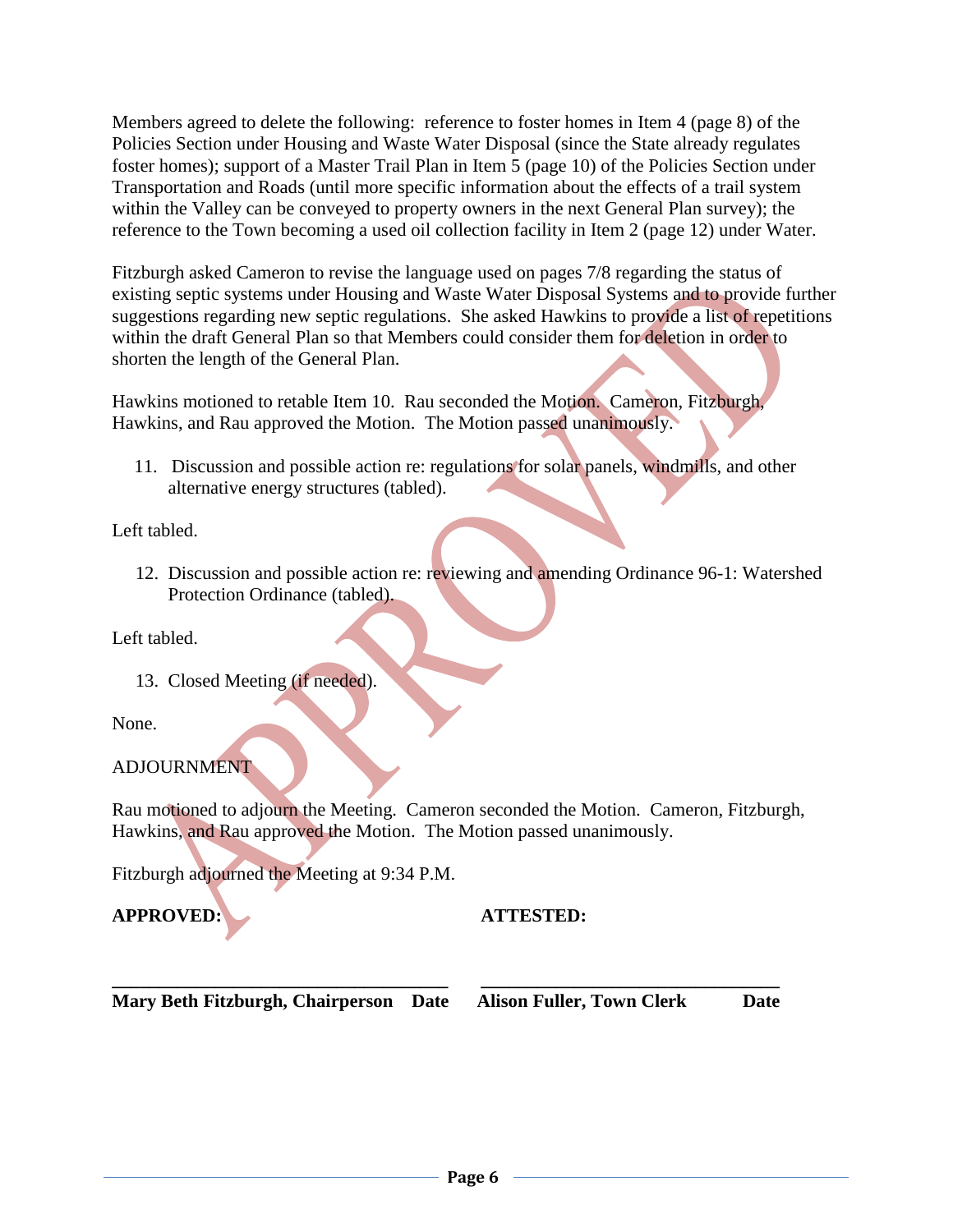Members agreed to delete the following: reference to foster homes in Item 4 (page 8) of the Policies Section under Housing and Waste Water Disposal (since the State already regulates foster homes); support of a Master Trail Plan in Item 5 (page 10) of the Policies Section under Transportation and Roads (until more specific information about the effects of a trail system within the Valley can be conveyed to property owners in the next General Plan survey); the reference to the Town becoming a used oil collection facility in Item 2 (page 12) under Water.

Fitzburgh asked Cameron to revise the language used on pages 7/8 regarding the status of existing septic systems under Housing and Waste Water Disposal Systems and to provide further suggestions regarding new septic regulations. She asked Hawkins to provide a list of repetitions within the draft General Plan so that Members could consider them for deletion in order to shorten the length of the General Plan.

Hawkins motioned to retable Item 10. Rau seconded the Motion. Cameron, Fitzburgh, Hawkins, and Rau approved the Motion. The Motion passed unanimously.

11. Discussion and possible action re: regulations for solar panels, windmills, and other alternative energy structures (tabled).

Left tabled.

12. Discussion and possible action re: reviewing and amending Ordinance 96-1: Watershed Protection Ordinance (tabled).

Left tabled.

13. Closed Meeting (if needed).

None.

ADJOURNMENT

Rau motioned to adjourn the Meeting. Cameron seconded the Motion. Cameron, Fitzburgh, Hawkins, and Rau approved the Motion. The Motion passed unanimously.

Fitzburgh adjourned the Meeting at 9:34 P.M.

**APPROVED:** **ATTESTED:**

\_\_\_\_\_\_\_\_\_\_\_\_\_\_\_\_\_\_\_\_\_\_\_\_\_\_\_\_\_\_\_\_\_\_\_\_ \_\_\_\_\_\_\_\_\_\_\_\_\_\_\_\_\_\_\_\_\_\_\_\_\_\_\_\_\_\_\_\_\_\_\_\_

**Mary Beth Fitzburgh, Chairperson Date** **Alison Fuller, Town Clerk Date**